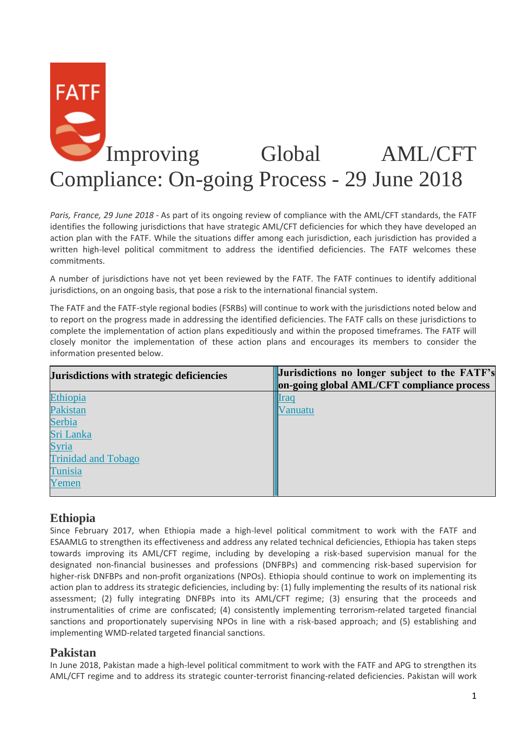# Improving Global AML/CFT Compliance: On-going Process - 29 June 2018

*Paris, France, 29 June 2018* - As part of its ongoing review of compliance with the AML/CFT standards, the FATF identifies the following jurisdictions that have strategic AML/CFT deficiencies for which they have developed an action plan with the FATF. While the situations differ among each jurisdiction, each jurisdiction has provided a written high-level political commitment to address the identified deficiencies. The FATF welcomes these commitments.

A number of jurisdictions have not yet been reviewed by the FATF. The FATF continues to identify additional jurisdictions, on an ongoing basis, that pose a risk to the international financial system.

The FATF and the FATF-style regional bodies (FSRBs) will continue to work with the jurisdictions noted below and to report on the progress made in addressing the identified deficiencies. The FATF calls on these jurisdictions to complete the implementation of action plans expeditiously and within the proposed timeframes. The FATF will closely monitor the implementation of these action plans and encourages its members to consider the information presented below.

| Jurisdictions with strategic deficiencies | Jurisdictions no longer subject to the FATF's on-going global AML/CFT compliance process |
|---|---|
| Ethiopia | Iraq |
| Pakistan | Vanuatu |
| Serbia | |
| Sri Lanka | |
| Syria | |
| Trinidad and Tobago | |
| Tunisia | |
| Yemen | |

## Ethiopia

Since February 2017, when Ethiopia made a high-level political commitment to work with the FATF and ESAAMLG to strengthen its effectiveness and address any related technical deficiencies, Ethiopia has taken steps towards improving its AML/CFT regime, including by developing a risk-based supervision manual for the designated non-financial businesses and professions (DNFBPs) and commencing risk-based supervision for higher-risk DNFBPs and non-profit organizations (NPOs). Ethiopia should continue to work on implementing its action plan to address its strategic deficiencies, including by: (1) fully implementing the results of its national risk assessment; (2) fully integrating DNFBPs into its AML/CFT regime; (3) ensuring that the proceeds and instrumentalities of crime are confiscated; (4) consistently implementing terrorism-related targeted financial sanctions and proportionately supervising NPOs in line with a risk-based approach; and (5) establishing and implementing WMD-related targeted financial sanctions.

## Pakistan

In June 2018, Pakistan made a high-level political commitment to work with the FATF and APG to strengthen its AML/CFT regime and to address its strategic counter-terrorist financing-related deficiencies. Pakistan will work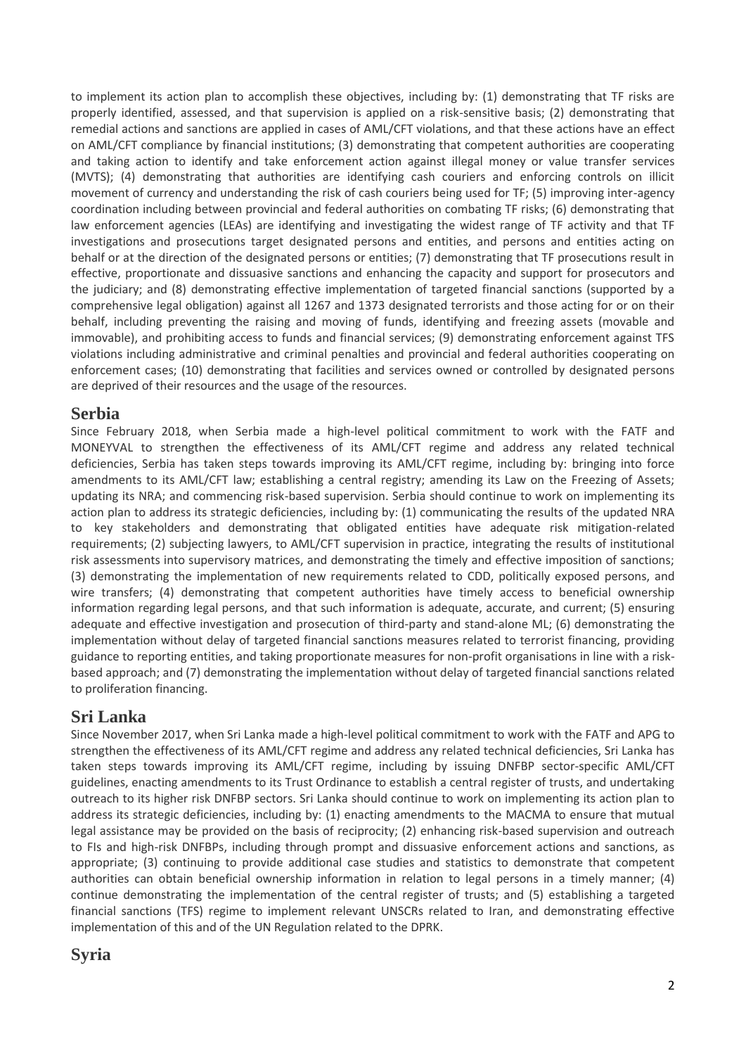to implement its action plan to accomplish these objectives, including by: (1) demonstrating that TF risks are properly identified, assessed, and that supervision is applied on a risk-sensitive basis; (2) demonstrating that remedial actions and sanctions are applied in cases of AML/CFT violations, and that these actions have an effect on AML/CFT compliance by financial institutions; (3) demonstrating that competent authorities are cooperating and taking action to identify and take enforcement action against illegal money or value transfer services (MVTS); (4) demonstrating that authorities are identifying cash couriers and enforcing controls on illicit movement of currency and understanding the risk of cash couriers being used for TF; (5) improving inter-agency coordination including between provincial and federal authorities on combating TF risks; (6) demonstrating that law enforcement agencies (LEAs) are identifying and investigating the widest range of TF activity and that TF investigations and prosecutions target designated persons and entities, and persons and entities acting on behalf or at the direction of the designated persons or entities; (7) demonstrating that TF prosecutions result in effective, proportionate and dissuasive sanctions and enhancing the capacity and support for prosecutors and the judiciary; and (8) demonstrating effective implementation of targeted financial sanctions (supported by a comprehensive legal obligation) against all 1267 and 1373 designated terrorists and those acting for or on their behalf, including preventing the raising and moving of funds, identifying and freezing assets (movable and immovable), and prohibiting access to funds and financial services; (9) demonstrating enforcement against TFS violations including administrative and criminal penalties and provincial and federal authorities cooperating on enforcement cases; (10) demonstrating that facilities and services owned or controlled by designated persons are deprived of their resources and the usage of the resources.

## Serbia

Since February 2018, when Serbia made a high-level political commitment to work with the FATF and MONEYVAL to strengthen the effectiveness of its AML/CFT regime and address any related technical deficiencies, Serbia has taken steps towards improving its AML/CFT regime, including by: bringing into force amendments to its AML/CFT law; establishing a central registry; amending its Law on the Freezing of Assets; updating its NRA; and commencing risk-based supervision. Serbia should continue to work on implementing its action plan to address its strategic deficiencies, including by: (1) communicating the results of the updated NRA to key stakeholders and demonstrating that obligated entities have adequate risk mitigation-related requirements; (2) subjecting lawyers, to AML/CFT supervision in practice, integrating the results of institutional risk assessments into supervisory matrices, and demonstrating the timely and effective imposition of sanctions; (3) demonstrating the implementation of new requirements related to CDD, politically exposed persons, and wire transfers; (4) demonstrating that competent authorities have timely access to beneficial ownership information regarding legal persons, and that such information is adequate, accurate, and current; (5) ensuring adequate and effective investigation and prosecution of third-party and stand-alone ML; (6) demonstrating the implementation without delay of targeted financial sanctions measures related to terrorist financing, providing guidance to reporting entities, and taking proportionate measures for non-profit organisations in line with a risk-based approach; and (7) demonstrating the implementation without delay of targeted financial sanctions related to proliferation financing.

## Sri Lanka

Since November 2017, when Sri Lanka made a high-level political commitment to work with the FATF and APG to strengthen the effectiveness of its AML/CFT regime and address any related technical deficiencies, Sri Lanka has taken steps towards improving its AML/CFT regime, including by issuing DNFBP sector-specific AML/CFT guidelines, enacting amendments to its Trust Ordinance to establish a central register of trusts, and undertaking outreach to its higher risk DNFBP sectors. Sri Lanka should continue to work on implementing its action plan to address its strategic deficiencies, including by: (1) enacting amendments to the MACMA to ensure that mutual legal assistance may be provided on the basis of reciprocity; (2) enhancing risk-based supervision and outreach to FIs and high-risk DNFBPs, including through prompt and dissuasive enforcement actions and sanctions, as appropriate; (3) continuing to provide additional case studies and statistics to demonstrate that competent authorities can obtain beneficial ownership information in relation to legal persons in a timely manner; (4) continue demonstrating the implementation of the central register of trusts; and (5) establishing a targeted financial sanctions (TFS) regime to implement relevant UNSCRs related to Iran, and demonstrating effective implementation of this and of the UN Regulation related to the DPRK.

## Syria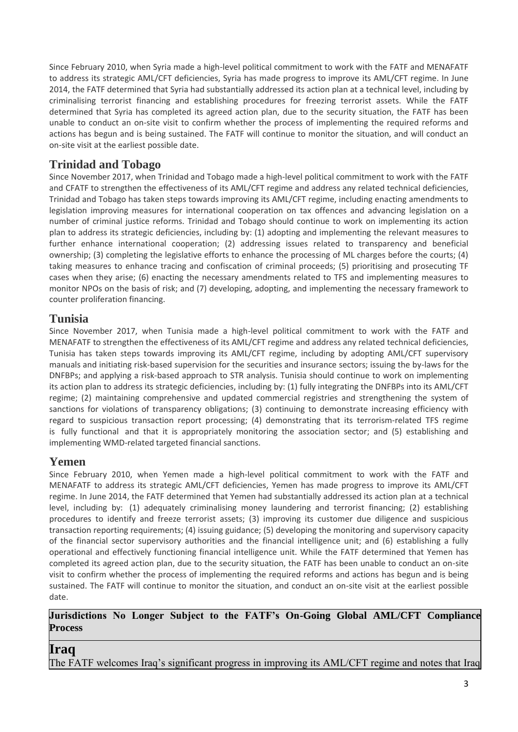Since February 2010, when Syria made a high-level political commitment to work with the FATF and MENAFATF to address its strategic AML/CFT deficiencies, Syria has made progress to improve its AML/CFT regime. In June 2014, the FATF determined that Syria had substantially addressed its action plan at a technical level, including by criminalising terrorist financing and establishing procedures for freezing terrorist assets. While the FATF determined that Syria has completed its agreed action plan, due to the security situation, the FATF has been unable to conduct an on-site visit to confirm whether the process of implementing the required reforms and actions has begun and is being sustained. The FATF will continue to monitor the situation, and will conduct an on-site visit at the earliest possible date.

## Trinidad and Tobago

Since November 2017, when Trinidad and Tobago made a high-level political commitment to work with the FATF and CFATF to strengthen the effectiveness of its AML/CFT regime and address any related technical deficiencies, Trinidad and Tobago has taken steps towards improving its AML/CFT regime, including enacting amendments to legislation improving measures for international cooperation on tax offences and advancing legislation on a number of criminal justice reforms. Trinidad and Tobago should continue to work on implementing its action plan to address its strategic deficiencies, including by: (1) adopting and implementing the relevant measures to further enhance international cooperation; (2) addressing issues related to transparency and beneficial ownership; (3) completing the legislative efforts to enhance the processing of ML charges before the courts; (4) taking measures to enhance tracing and confiscation of criminal proceeds; (5) prioritising and prosecuting TF cases when they arise; (6) enacting the necessary amendments related to TFS and implementing measures to monitor NPOs on the basis of risk; and (7) developing, adopting, and implementing the necessary framework to counter proliferation financing.

## Tunisia

Since November 2017, when Tunisia made a high-level political commitment to work with the FATF and MENAFATF to strengthen the effectiveness of its AML/CFT regime and address any related technical deficiencies, Tunisia has taken steps towards improving its AML/CFT regime, including by adopting AML/CFT supervisory manuals and initiating risk-based supervision for the securities and insurance sectors; issuing the by-laws for the DNFBPs; and applying a risk-based approach to STR analysis. Tunisia should continue to work on implementing its action plan to address its strategic deficiencies, including by: (1) fully integrating the DNFBPs into its AML/CFT regime; (2) maintaining comprehensive and updated commercial registries and strengthening the system of sanctions for violations of transparency obligations; (3) continuing to demonstrate increasing efficiency with regard to suspicious transaction report processing; (4) demonstrating that its terrorism-related TFS regime is fully functional and that it is appropriately monitoring the association sector; and (5) establishing and implementing WMD-related targeted financial sanctions.

## Yemen

Since February 2010, when Yemen made a high-level political commitment to work with the FATF and MENAFATF to address its strategic AML/CFT deficiencies, Yemen has made progress to improve its AML/CFT regime. In June 2014, the FATF determined that Yemen had substantially addressed its action plan at a technical level, including by: (1) adequately criminalising money laundering and terrorist financing; (2) establishing procedures to identify and freeze terrorist assets; (3) improving its customer due diligence and suspicious transaction reporting requirements; (4) issuing guidance; (5) developing the monitoring and supervisory capacity of the financial sector supervisory authorities and the financial intelligence unit; and (6) establishing a fully operational and effectively functioning financial intelligence unit. While the FATF determined that Yemen has completed its agreed action plan, due to the security situation, the FATF has been unable to conduct an on-site visit to confirm whether the process of implementing the required reforms and actions has begun and is being sustained. The FATF will continue to monitor the situation, and conduct an on-site visit at the earliest possible date.

**Jurisdictions No Longer Subject to the FATF's On-Going Global AML/CFT Compliance Process**

## Iraq

The FATF welcomes Iraq's significant progress in improving its AML/CFT regime and notes that Iraq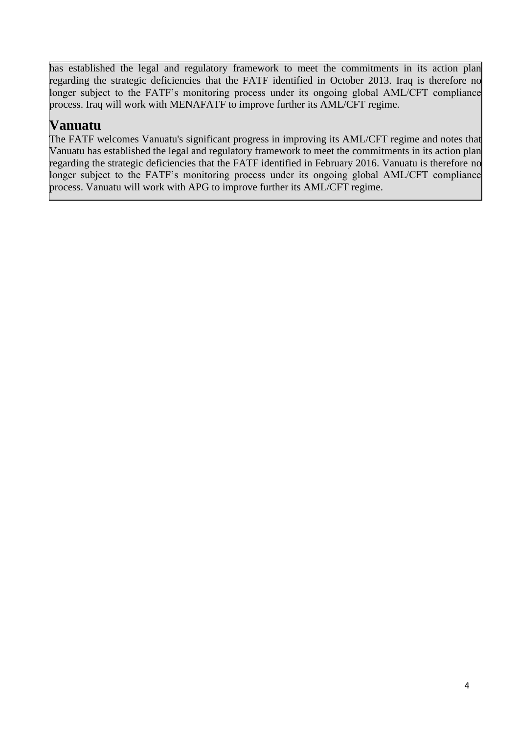has established the legal and regulatory framework to meet the commitments in its action plan regarding the strategic deficiencies that the FATF identified in October 2013. Iraq is therefore no longer subject to the FATF's monitoring process under its ongoing global AML/CFT compliance process. Iraq will work with MENAFATF to improve further its AML/CFT regime.

## Vanuatu

The FATF welcomes Vanuatu's significant progress in improving its AML/CFT regime and notes that Vanuatu has established the legal and regulatory framework to meet the commitments in its action plan regarding the strategic deficiencies that the FATF identified in February 2016. Vanuatu is therefore no longer subject to the FATF's monitoring process under its ongoing global AML/CFT compliance process. Vanuatu will work with APG to improve further its AML/CFT regime.